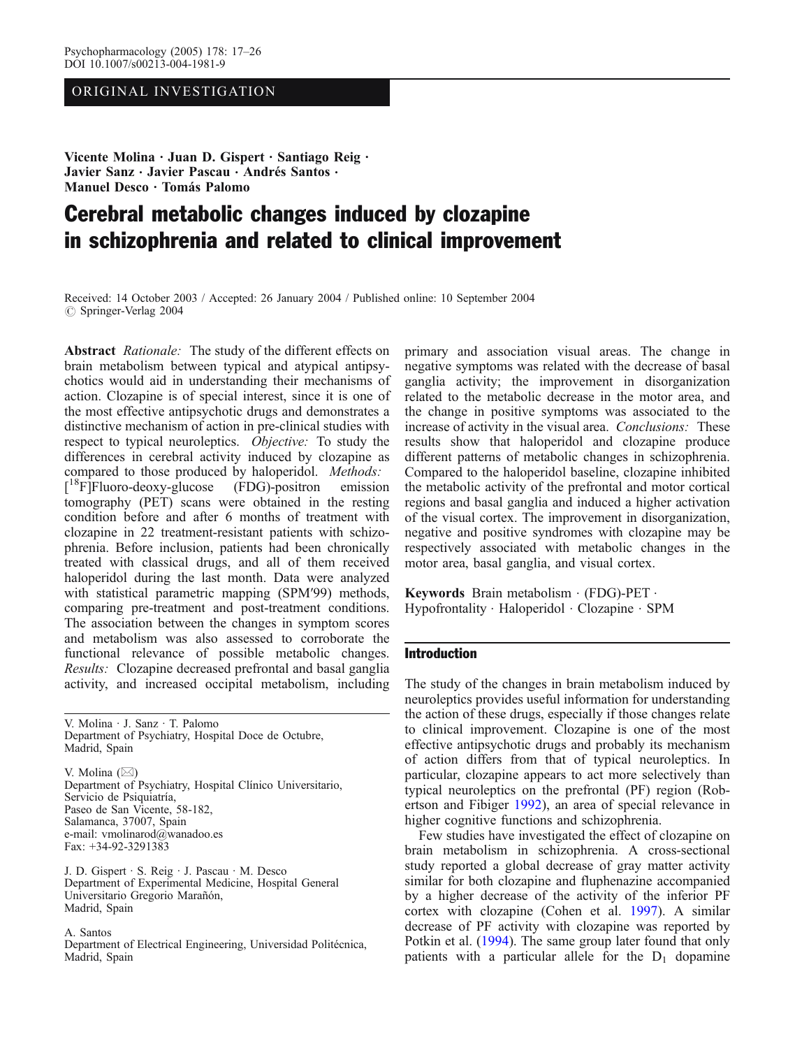ORIGINAL INVESTIGATION

**Vicente Molina · Juan D. Gispert · Santiago Reig · Javier Sanz · Javier Pascau · Andrés Santos · Manuel Desco · Tomás Palomo**

# Cerebral metabolic changes induced by clozapine in schizophrenia and related to clinical improvement

Received: 14 October 2003 / Accepted: 26 January 2004 / Published online: 10 September 2004
© Springer-Verlag 2004

**Abstract** *Rationale:* The study of the different effects on brain metabolism between typical and atypical antipsychotics would aid in understanding their mechanisms of action. Clozapine is of special interest, since it is one of the most effective antipsychotic drugs and demonstrates a distinctive mechanism of action in pre-clinical studies with respect to typical neuroleptics. *Objective:* To study the differences in cerebral activity induced by clozapine as compared to those produced by haloperidol. *Methods:* [$^{18}$F]Fluoro-deoxy-glucose (FDG)-positron emission tomography (PET) scans were obtained in the resting condition before and after 6 months of treatment with clozapine in 22 treatment-resistant patients with schizophrenia. Before inclusion, patients had been chronically treated with classical drugs, and all of them received haloperidol during the last month. Data were analyzed with statistical parametric mapping (SPM′99) methods, comparing pre-treatment and post-treatment conditions. The association between the changes in symptom scores and metabolism was also assessed to corroborate the functional relevance of possible metabolic changes. *Results:* Clozapine decreased prefrontal and basal ganglia activity, and increased occipital metabolism, including primary and association visual areas. The change in negative symptoms was related with the decrease of basal ganglia activity; the improvement in disorganization related to the metabolic decrease in the motor area, and the change in positive symptoms was associated to the increase of activity in the visual area. *Conclusions:* These results show that haloperidol and clozapine produce different patterns of metabolic changes in schizophrenia. Compared to the haloperidol baseline, clozapine inhibited the metabolic activity of the prefrontal and motor cortical regions and basal ganglia and induced a higher activation of the visual cortex. The improvement in disorganization, negative and positive syndromes with clozapine may be respectively associated with metabolic changes in the motor area, basal ganglia, and visual cortex.

**Keywords** Brain metabolism · (FDG)-PET · Hypofrontality · Haloperidol · Clozapine · SPM

V. Molina · J. Sanz · T. Palomo
Department of Psychiatry, Hospital Doce de Octubre, Madrid, Spain

V. Molina (✉)
Department of Psychiatry, Hospital Clínico Universitario, Servicio de Psiquiatría, Paseo de San Vicente, 58-182, Salamanca, 37007, Spain
e-mail: vmolinarod@wanadoo.es
Fax: +34-92-3291383

J. D. Gispert · S. Reig · J. Pascau · M. Desco
Department of Experimental Medicine, Hospital General Universitario Gregorio Marañón, Madrid, Spain

A. Santos
Department of Electrical Engineering, Universidad Politécnica, Madrid, Spain

## Introduction

The study of the changes in brain metabolism induced by neuroleptics provides useful information for understanding the action of these drugs, especially if those changes relate to clinical improvement. Clozapine is one of the most effective antipsychotic drugs and probably its mechanism of action differs from that of typical neuroleptics. In particular, clozapine appears to act more selectively than typical neuroleptics on the prefrontal (PF) region (Robertson and Fibiger 1992), an area of special relevance in higher cognitive functions and schizophrenia.

Few studies have investigated the effect of clozapine on brain metabolism in schizophrenia. A cross-sectional study reported a global decrease of gray matter activity similar for both clozapine and fluphenazine accompanied by a higher decrease of the activity of the inferior PF cortex with clozapine (Cohen et al. 1997). A similar decrease of PF activity with clozapine was reported by Potkin et al. (1994). The same group later found that only patients with a particular allele for the $D_1$ dopamine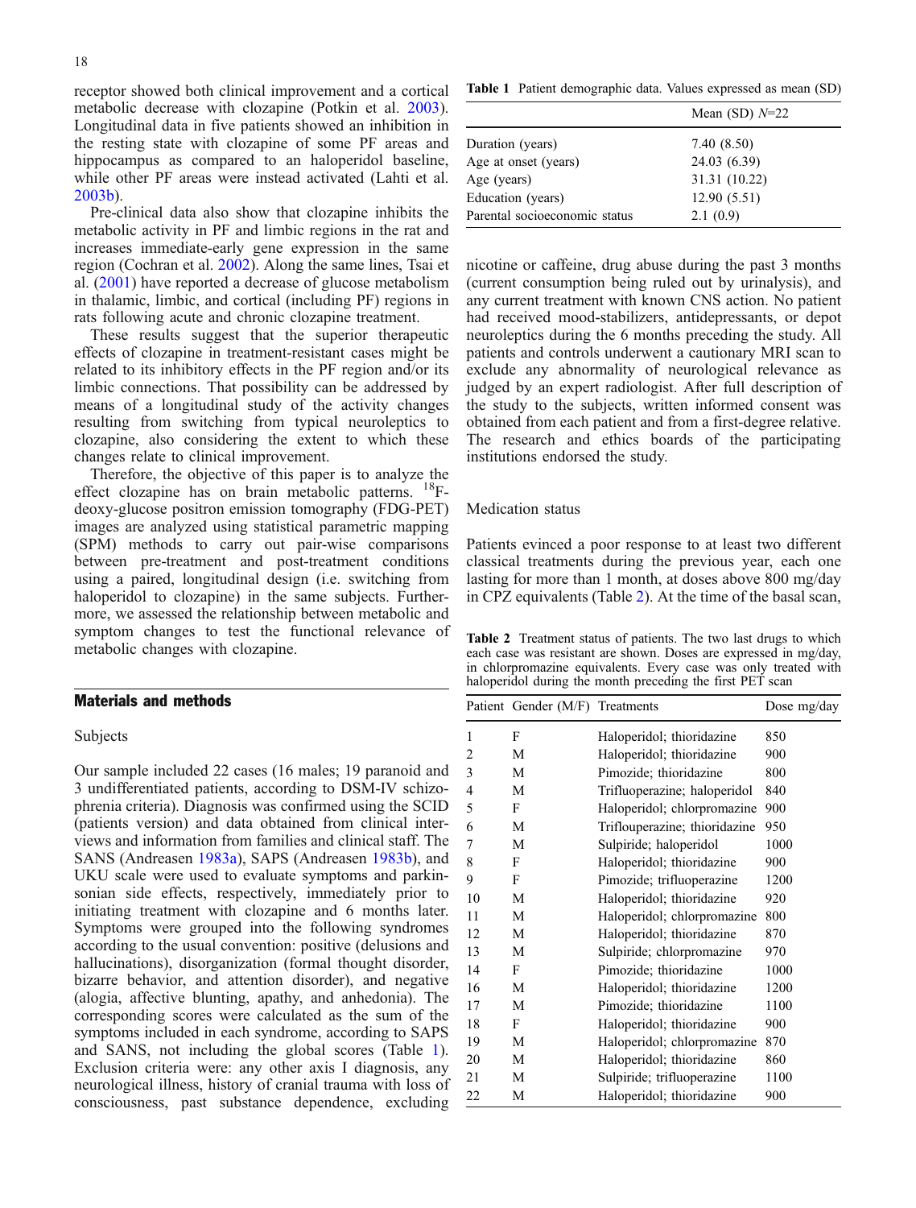receptor showed both clinical improvement and a cortical metabolic decrease with clozapine (Potkin et al. 2003). Longitudinal data in five patients showed an inhibition in the resting state with clozapine of some PF areas and hippocampus as compared to an haloperidol baseline, while other PF areas were instead activated (Lahti et al. 2003b).

Pre-clinical data also show that clozapine inhibits the metabolic activity in PF and limbic regions in the rat and increases immediate-early gene expression in the same region (Cochran et al. 2002). Along the same lines, Tsai et al. (2001) have reported a decrease of glucose metabolism in thalamic, limbic, and cortical (including PF) regions in rats following acute and chronic clozapine treatment.

These results suggest that the superior therapeutic effects of clozapine in treatment-resistant cases might be related to its inhibitory effects in the PF region and/or its limbic connections. That possibility can be addressed by means of a longitudinal study of the activity changes resulting from switching from typical neuroleptics to clozapine, also considering the extent to which these changes relate to clinical improvement.

Therefore, the objective of this paper is to analyze the effect clozapine has on brain metabolic patterns. $^{18}$F-deoxy-glucose positron emission tomography (FDG-PET) images are analyzed using statistical parametric mapping (SPM) methods to carry out pair-wise comparisons between pre-treatment and post-treatment conditions using a paired, longitudinal design (i.e. switching from haloperidol to clozapine) in the same subjects. Furthermore, we assessed the relationship between metabolic and symptom changes to test the functional relevance of metabolic changes with clozapine.

## Materials and methods

### Subjects

Our sample included 22 cases (16 males; 19 paranoid and 3 undifferentiated patients, according to DSM-IV schizophrenia criteria). Diagnosis was confirmed using the SCID (patients version) and data obtained from clinical interviews and information from families and clinical staff. The SANS (Andreasen 1983a), SAPS (Andreasen 1983b), and UKU scale were used to evaluate symptoms and parkinsonian side effects, respectively, immediately prior to initiating treatment with clozapine and 6 months later. Symptoms were grouped into the following syndromes according to the usual convention: positive (delusions and hallucinations), disorganization (formal thought disorder, bizarre behavior, and attention disorder), and negative (alogia, affective blunting, apathy, and anhedonia). The corresponding scores were calculated as the sum of the symptoms included in each syndrome, according to SAPS and SANS, not including the global scores (Table 1). Exclusion criteria were: any other axis I diagnosis, any neurological illness, history of cranial trauma with loss of consciousness, past substance dependence, excluding nicotine or caffeine, drug abuse during the past 3 months (current consumption being ruled out by urinalysis), and any current treatment with known CNS action. No patient had received mood-stabilizers, antidepressants, or depot neuroleptics during the 6 months preceding the study. All patients and controls underwent a cautionary MRI scan to exclude any abnormality of neurological relevance as judged by an expert radiologist. After full description of the study to the subjects, written informed consent was obtained from each patient and from a first-degree relative. The research and ethics boards of the participating institutions endorsed the study.

**Table 1** Patient demographic data. Values expressed as mean (SD)

| | Mean (SD) $N$=22 |
|---|---|
| Duration (years) | 7.40 (8.50) |
| Age at onset (years) | 24.03 (6.39) |
| Age (years) | 31.31 (10.22) |
| Education (years) | 12.90 (5.51) |
| Parental socioeconomic status | 2.1 (0.9) |

### Medication status

Patients evinced a poor response to at least two different classical treatments during the previous year, each one lasting for more than 1 month, at doses above 800 mg/day in CPZ equivalents (Table 2). At the time of the basal scan,

**Table 2** Treatment status of patients. The two last drugs to which each case was resistant are shown. Doses are expressed in mg/day, in chlorpromazine equivalents. Every case was only treated with haloperidol during the month preceding the first PET scan

| Patient | Gender (M/F) | Treatments | Dose mg/day |
|---|---|---|---|
| 1 | F | Haloperidol; thioridazine | 850 |
| 2 | M | Haloperidol; thioridazine | 900 |
| 3 | M | Pimozide; thioridazine | 800 |
| 4 | M | Trifluoperazine; haloperidol | 840 |
| 5 | F | Haloperidol; chlorpromazine | 900 |
| 6 | M | Triflouperazine; thioridazine | 950 |
| 7 | M | Sulpiride; haloperidol | 1000 |
| 8 | F | Haloperidol; thioridazine | 900 |
| 9 | F | Pimozide; trifluoperazine | 1200 |
| 10 | M | Haloperidol; thioridazine | 920 |
| 11 | M | Haloperidol; chlorpromazine | 800 |
| 12 | M | Haloperidol; thioridazine | 870 |
| 13 | M | Sulpiride; chlorpromazine | 970 |
| 14 | F | Pimozide; thioridazine | 1000 |
| 16 | M | Haloperidol; thioridazine | 1200 |
| 17 | M | Pimozide; thioridazine | 1100 |
| 18 | F | Haloperidol; thioridazine | 900 |
| 19 | M | Haloperidol; chlorpromazine | 870 |
| 20 | M | Haloperidol; thioridazine | 860 |
| 21 | M | Sulpiride; trifluoperazine | 1100 |
| 22 | M | Haloperidol; thioridazine | 900 |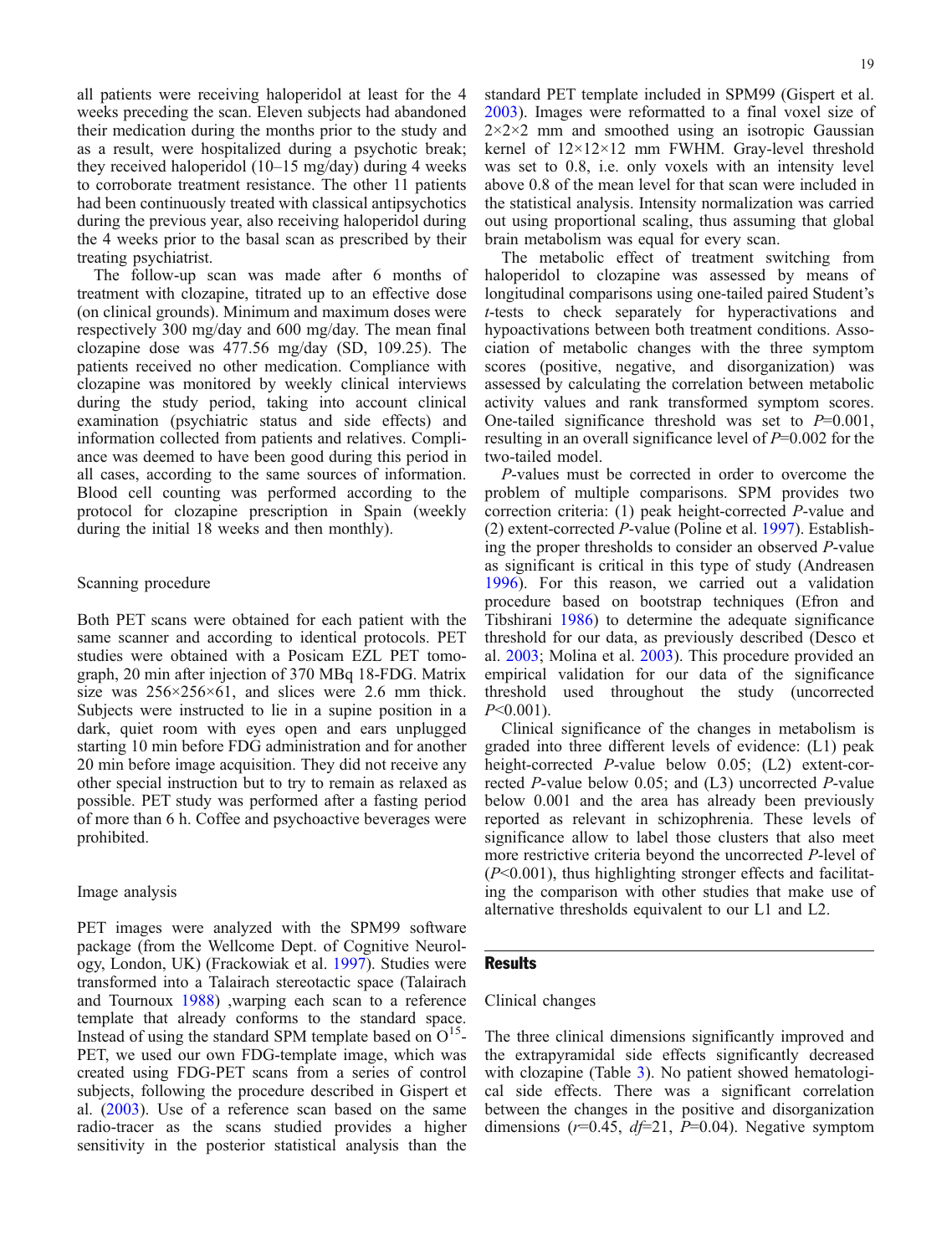all patients were receiving haloperidol at least for the 4 weeks preceding the scan. Eleven subjects had abandoned their medication during the months prior to the study and as a result, were hospitalized during a psychotic break; they received haloperidol (10–15 mg/day) during 4 weeks to corroborate treatment resistance. The other 11 patients had been continuously treated with classical antipsychotics during the previous year, also receiving haloperidol during the 4 weeks prior to the basal scan as prescribed by their treating psychiatrist.

The follow-up scan was made after 6 months of treatment with clozapine, titrated up to an effective dose (on clinical grounds). Minimum and maximum doses were respectively 300 mg/day and 600 mg/day. The mean final clozapine dose was 477.56 mg/day (SD, 109.25). The patients received no other medication. Compliance with clozapine was monitored by weekly clinical interviews during the study period, taking into account clinical examination (psychiatric status and side effects) and information collected from patients and relatives. Compliance was deemed to have been good during this period in all cases, according to the same sources of information. Blood cell counting was performed according to the protocol for clozapine prescription in Spain (weekly during the initial 18 weeks and then monthly).

### Scanning procedure

Both PET scans were obtained for each patient with the same scanner and according to identical protocols. PET studies were obtained with a Posicam EZL PET tomograph, 20 min after injection of 370 MBq 18-FDG. Matrix size was 256×256×61, and slices were 2.6 mm thick. Subjects were instructed to lie in a supine position in a dark, quiet room with eyes open and ears unplugged starting 10 min before FDG administration and for another 20 min before image acquisition. They did not receive any other special instruction but to try to remain as relaxed as possible. PET study was performed after a fasting period of more than 6 h. Coffee and psychoactive beverages were prohibited.

### Image analysis

PET images were analyzed with the SPM99 software package (from the Wellcome Dept. of Cognitive Neurology, London, UK) (Frackowiak et al. 1997). Studies were transformed into a Talairach stereotactic space (Talairach and Tournoux 1988) ,warping each scan to a reference template that already conforms to the standard space. Instead of using the standard SPM template based on $O^{15}$-PET, we used our own FDG-template image, which was created using FDG-PET scans from a series of control subjects, following the procedure described in Gispert et al. (2003). Use of a reference scan based on the same radio-tracer as the scans studied provides a higher sensitivity in the posterior statistical analysis than the standard PET template included in SPM99 (Gispert et al. 2003). Images were reformatted to a final voxel size of 2×2×2 mm and smoothed using an isotropic Gaussian kernel of 12×12×12 mm FWHM. Gray-level threshold was set to 0.8, i.e. only voxels with an intensity level above 0.8 of the mean level for that scan were included in the statistical analysis. Intensity normalization was carried out using proportional scaling, thus assuming that global brain metabolism was equal for every scan.

The metabolic effect of treatment switching from haloperidol to clozapine was assessed by means of longitudinal comparisons using one-tailed paired Student's *t*-tests to check separately for hyperactivations and hypoactivations between both treatment conditions. Association of metabolic changes with the three symptom scores (positive, negative, and disorganization) was assessed by calculating the correlation between metabolic activity values and rank transformed symptom scores. One-tailed significance threshold was set to $P$=0.001, resulting in an overall significance level of $P$=0.002 for the two-tailed model.

*P*-values must be corrected in order to overcome the problem of multiple comparisons. SPM provides two correction criteria: (1) peak height-corrected *P*-value and (2) extent-corrected *P*-value (Poline et al. 1997). Establishing the proper thresholds to consider an observed *P*-value as significant is critical in this type of study (Andreasen 1996). For this reason, we carried out a validation procedure based on bootstrap techniques (Efron and Tibshirani 1986) to determine the adequate significance threshold for our data, as previously described (Desco et al. 2003; Molina et al. 2003). This procedure provided an empirical validation for our data of the significance threshold used throughout the study (uncorrected $P$<0.001).

Clinical significance of the changes in metabolism is graded into three different levels of evidence: (L1) peak height-corrected *P*-value below 0.05; (L2) extent-corrected *P*-value below 0.05; and (L3) uncorrected *P*-value below 0.001 and the area has already been previously reported as relevant in schizophrenia. These levels of significance allow to label those clusters that also meet more restrictive criteria beyond the uncorrected *P*-level of ($P$<0.001), thus highlighting stronger effects and facilitating the comparison with other studies that make use of alternative thresholds equivalent to our L1 and L2.

## Results

### Clinical changes

The three clinical dimensions significantly improved and the extrapyramidal side effects significantly decreased with clozapine (Table 3). No patient showed hematological side effects. There was a significant correlation between the changes in the positive and disorganization dimensions ($r$=0.45, $df$=21, $P$=0.04). Negative symptom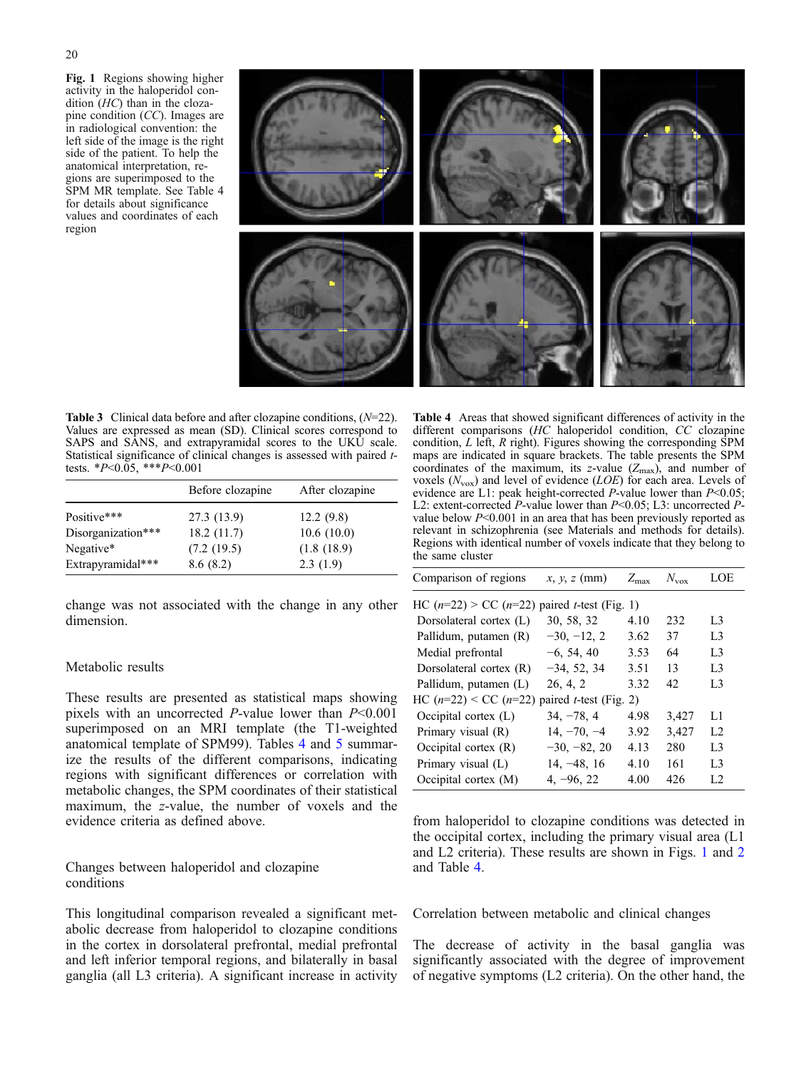**Fig. 1** Regions showing higher activity in the haloperidol condition (*HC*) than in the clozapine condition (*CC*). Images are in radiological convention: the left side of the image is the right side of the patient. To help the anatomical interpretation, regions are superimposed to the SPM MR template. See Table 4 for details about significance values and coordinates of each region

**Table 3** Clinical data before and after clozapine conditions, ($N$=22). Values are expressed as mean (SD). Clinical scores correspond to SAPS and SANS, and extrapyramidal scores to the UKU scale. Statistical significance of clinical changes is assessed with paired $t$-tests. *$P$<0.05, ***$P$<0.001

| | Before clozapine | After clozapine |
|---|---|---|
| Positive*** | 27.3 (13.9) | 12.2 (9.8) |
| Disorganization*** | 18.2 (11.7) | 10.6 (10.0) |
| Negative* | (7.2 (19.5) | (1.8 (18.9) |
| Extrapyramidal*** | 8.6 (8.2) | 2.3 (1.9) |

change was not associated with the change in any other dimension.

## Metabolic results

These results are presented as statistical maps showing pixels with an uncorrected $P$-value lower than $P$<0.001 superimposed on an MRI template (the T1-weighted anatomical template of SPM99). Tables 4 and 5 summarize the results of the different comparisons, indicating regions with significant differences or correlation with metabolic changes, the SPM coordinates of their statistical maximum, the $z$-value, the number of voxels and the evidence criteria as defined above.

## Changes between haloperidol and clozapine conditions

This longitudinal comparison revealed a significant metabolic decrease from haloperidol to clozapine conditions in the cortex in dorsolateral prefrontal, medial prefrontal and left inferior temporal regions, and bilaterally in basal ganglia (all L3 criteria). A significant increase in activity from haloperidol to clozapine conditions was detected in the occipital cortex, including the primary visual area (L1 and L2 criteria). These results are shown in Figs. 1 and 2 and Table 4.

**Table 4** Areas that showed significant differences of activity in the different comparisons (*HC* haloperidol condition, *CC* clozapine condition, *L* left, *R* right). Figures showing the corresponding SPM maps are indicated in square brackets. The table presents the SPM coordinates of the maximum, its $z$-value ($Z_{max}$), and number of voxels ($N_{vox}$) and level of evidence (*LOE*) for each area. Levels of evidence are L1: peak height-corrected $P$-value lower than $P$<0.05; L2: extent-corrected $P$-value lower than $P$<0.05; L3: uncorrected $P$-value below $P$<0.001 in an area that has been previously reported as relevant in schizophrenia (see Materials and methods for details). Regions with identical number of voxels indicate that they belong to the same cluster

| Comparison of regions | $x, y, z$ (mm) | $Z_{max}$ | $N_{vox}$ | LOE |
|---|---|---|---|---|
| HC ($n$=22) > CC ($n$=22) paired $t$-test (Fig. 1) | | | | |
| Dorsolateral cortex (L) | 30, 58, 32 | 4.10 | 232 | L3 |
| Pallidum, putamen (R) | −30, −12, 2 | 3.62 | 37 | L3 |
| Medial prefrontal | −6, 54, 40 | 3.53 | 64 | L3 |
| Dorsolateral cortex (R) | −34, 52, 34 | 3.51 | 13 | L3 |
| Pallidum, putamen (L) | 26, 4, 2 | 3.32 | 42 | L3 |
| HC ($n$=22) < CC ($n$=22) paired $t$-test (Fig. 2) | | | | |
| Occipital cortex (L) | 34, −78, 4 | 4.98 | 3,427 | L1 |
| Primary visual (R) | 14, −70, −4 | 3.92 | 3,427 | L2 |
| Occipital cortex (R) | −30, −82, 20 | 4.13 | 280 | L3 |
| Primary visual (L) | 14, −48, 16 | 4.10 | 161 | L3 |
| Occipital cortex (M) | 4, −96, 22 | 4.00 | 426 | L2 |

## Correlation between metabolic and clinical changes

The decrease of activity in the basal ganglia was significantly associated with the degree of improvement of negative symptoms (L2 criteria). On the other hand, the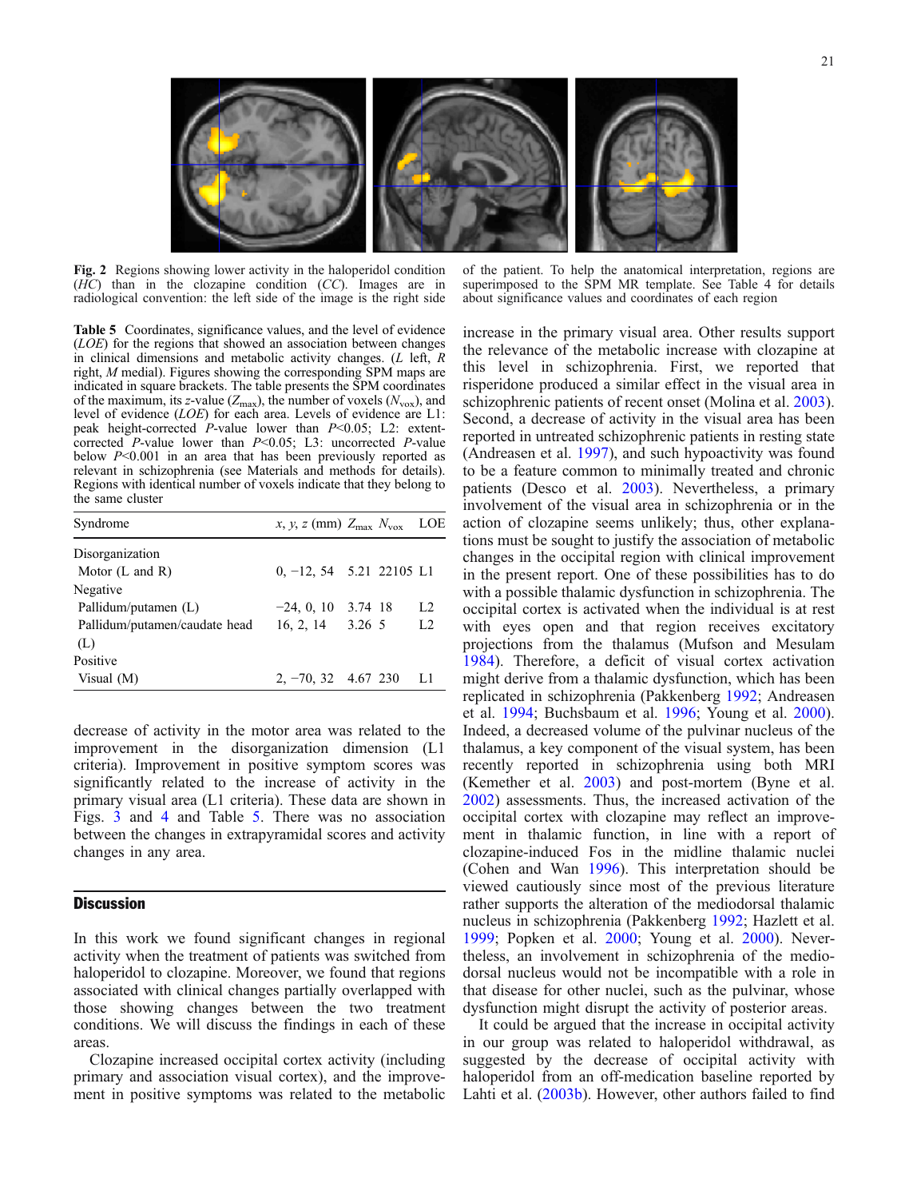**Fig. 2** Regions showing lower activity in the haloperidol condition (*HC*) than in the clozapine condition (*CC*). Images are in radiological convention: the left side of the image is the right side of the patient. To help the anatomical interpretation, regions are superimposed to the SPM MR template. See Table 4 for details about significance values and coordinates of each region

**Table 5** Coordinates, significance values, and the level of evidence (*LOE*) for the regions that showed an association between changes in clinical dimensions and metabolic activity changes. (*L* left, *R* right, *M* medial). Figures showing the corresponding SPM maps are indicated in square brackets. The table presents the SPM coordinates of the maximum, its *z*-value ($Z_{max}$), the number of voxels ($N_{vox}$), and level of evidence (*LOE*) for each area. Levels of evidence are L1: peak height-corrected *P*-value lower than *P*<0.05; L2: extent-corrected *P*-value lower than *P*<0.05; L3: uncorrected *P*-value below *P*<0.001 in an area that has been previously reported as relevant in schizophrenia (see Materials and methods for details). Regions with identical number of voxels indicate that they belong to the same cluster

| Syndrome | *x*, *y*, *z* (mm) | $Z_{max}$ | $N_{vox}$ | LOE |
|---|---|---|---|---|
| Disorganization | | | | |
| Motor (L and R) | 0, −12, 54 | 5.21 | 22105 | L1 |
| Negative | | | | |
| Pallidum/putamen (L) | −24, 0, 10 | 3.74 | 18 | L2 |
| Pallidum/putamen/caudate head (L) | 16, 2, 14 | 3.26 | 5 | L2 |
| Positive | | | | |
| Visual (M) | 2, −70, 32 | 4.67 | 230 | L1 |

decrease of activity in the motor area was related to the improvement in the disorganization dimension (L1 criteria). Improvement in positive symptom scores was significantly related to the increase of activity in the primary visual area (L1 criteria). These data are shown in Figs. 3 and 4 and Table 5. There was no association between the changes in extrapyramidal scores and activity changes in any area.

## Discussion

In this work we found significant changes in regional activity when the treatment of patients was switched from haloperidol to clozapine. Moreover, we found that regions associated with clinical changes partially overlapped with those showing changes between the two treatment conditions. We will discuss the findings in each of these areas.

Clozapine increased occipital cortex activity (including primary and association visual cortex), and the improvement in positive symptoms was related to the metabolic increase in the primary visual area. Other results support the relevance of the metabolic increase with clozapine at this level in schizophrenia. First, we reported that risperidone produced a similar effect in the visual area in schizophrenic patients of recent onset (Molina et al. 2003). Second, a decrease of activity in the visual area has been reported in untreated schizophrenic patients in resting state (Andreasen et al. 1997), and such hypoactivity was found to be a feature common to minimally treated and chronic patients (Desco et al. 2003). Nevertheless, a primary involvement of the visual area in schizophrenia or in the action of clozapine seems unlikely; thus, other explanations must be sought to justify the association of metabolic changes in the occipital region with clinical improvement in the present report. One of these possibilities has to do with a possible thalamic dysfunction in schizophrenia. The occipital cortex is activated when the individual is at rest with eyes open and that region receives excitatory projections from the thalamus (Mufson and Mesulam 1984). Therefore, a deficit of visual cortex activation might derive from a thalamic dysfunction, which has been replicated in schizophrenia (Pakkenberg 1992; Andreasen et al. 1994; Buchsbaum et al. 1996; Young et al. 2000). Indeed, a decreased volume of the pulvinar nucleus of the thalamus, a key component of the visual system, has been recently reported in schizophrenia using both MRI (Kemether et al. 2003) and post-mortem (Byne et al. 2002) assessments. Thus, the increased activation of the occipital cortex with clozapine may reflect an improvement in thalamic function, in line with a report of clozapine-induced Fos in the midline thalamic nuclei (Cohen and Wan 1996). This interpretation should be viewed cautiously since most of the previous literature rather supports the alteration of the mediodorsal thalamic nucleus in schizophrenia (Pakkenberg 1992; Hazlett et al. 1999; Popken et al. 2000; Young et al. 2000). Nevertheless, an involvement in schizophrenia of the mediodorsal nucleus would not be incompatible with a role in that disease for other nuclei, such as the pulvinar, whose dysfunction might disrupt the activity of posterior areas.

It could be argued that the increase in occipital activity in our group was related to haloperidol withdrawal, as suggested by the decrease of occipital activity with haloperidol from an off-medication baseline reported by Lahti et al. (2003b). However, other authors failed to find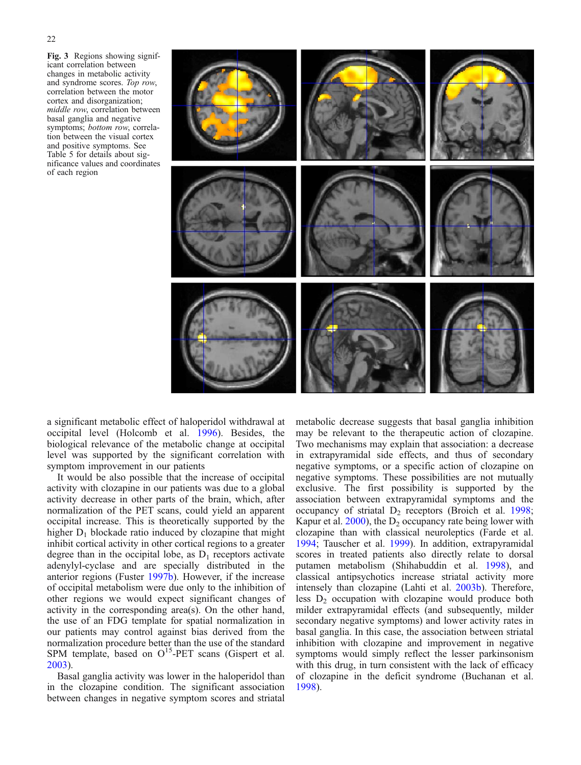**Fig. 3** Regions showing significant correlation between changes in metabolic activity and syndrome scores. *Top row*, correlation between the motor cortex and disorganization; *middle row*, correlation between basal ganglia and negative symptoms; *bottom row*, correlation between the visual cortex and positive symptoms. See Table 5 for details about significance values and coordinates of each region

a significant metabolic effect of haloperidol withdrawal at occipital level (Holcomb et al. 1996). Besides, the biological relevance of the metabolic change at occipital level was supported by the significant correlation with symptom improvement in our patients

It would be also possible that the increase of occipital activity with clozapine in our patients was due to a global activity decrease in other parts of the brain, which, after normalization of the PET scans, could yield an apparent occipital increase. This is theoretically supported by the higher $D_1$ blockade ratio induced by clozapine that might inhibit cortical activity in other cortical regions to a greater degree than in the occipital lobe, as $D_1$ receptors activate adenylyl-cyclase and are specially distributed in the anterior regions (Fuster 1997b). However, if the increase of occipital metabolism were due only to the inhibition of other regions we would expect significant changes of activity in the corresponding area(s). On the other hand, the use of an FDG template for spatial normalization in our patients may control against bias derived from the normalization procedure better than the use of the standard SPM template, based on $O^{15}$-PET scans (Gispert et al. 2003).

Basal ganglia activity was lower in the haloperidol than in the clozapine condition. The significant association between changes in negative symptom scores and striatal metabolic decrease suggests that basal ganglia inhibition may be relevant to the therapeutic action of clozapine. Two mechanisms may explain that association: a decrease in extrapyramidal side effects, and thus of secondary negative symptoms, or a specific action of clozapine on negative symptoms. These possibilities are not mutually exclusive. The first possibility is supported by the association between extrapyramidal symptoms and the occupancy of striatal $D_2$ receptors (Broich et al. 1998; Kapur et al. 2000), the $D_2$ occupancy rate being lower with clozapine than with classical neuroleptics (Farde et al. 1994; Tauscher et al. 1999). In addition, extrapyramidal scores in treated patients also directly relate to dorsal putamen metabolism (Shihabuddin et al. 1998), and classical antipsychotics increase striatal activity more intensely than clozapine (Lahti et al. 2003b). Therefore, less $D_2$ occupation with clozapine would produce both milder extrapyramidal effects (and subsequently, milder secondary negative symptoms) and lower activity rates in basal ganglia. In this case, the association between striatal inhibition with clozapine and improvement in negative symptoms would simply reflect the lesser parkinsonism with this drug, in turn consistent with the lack of efficacy of clozapine in the deficit syndrome (Buchanan et al. 1998).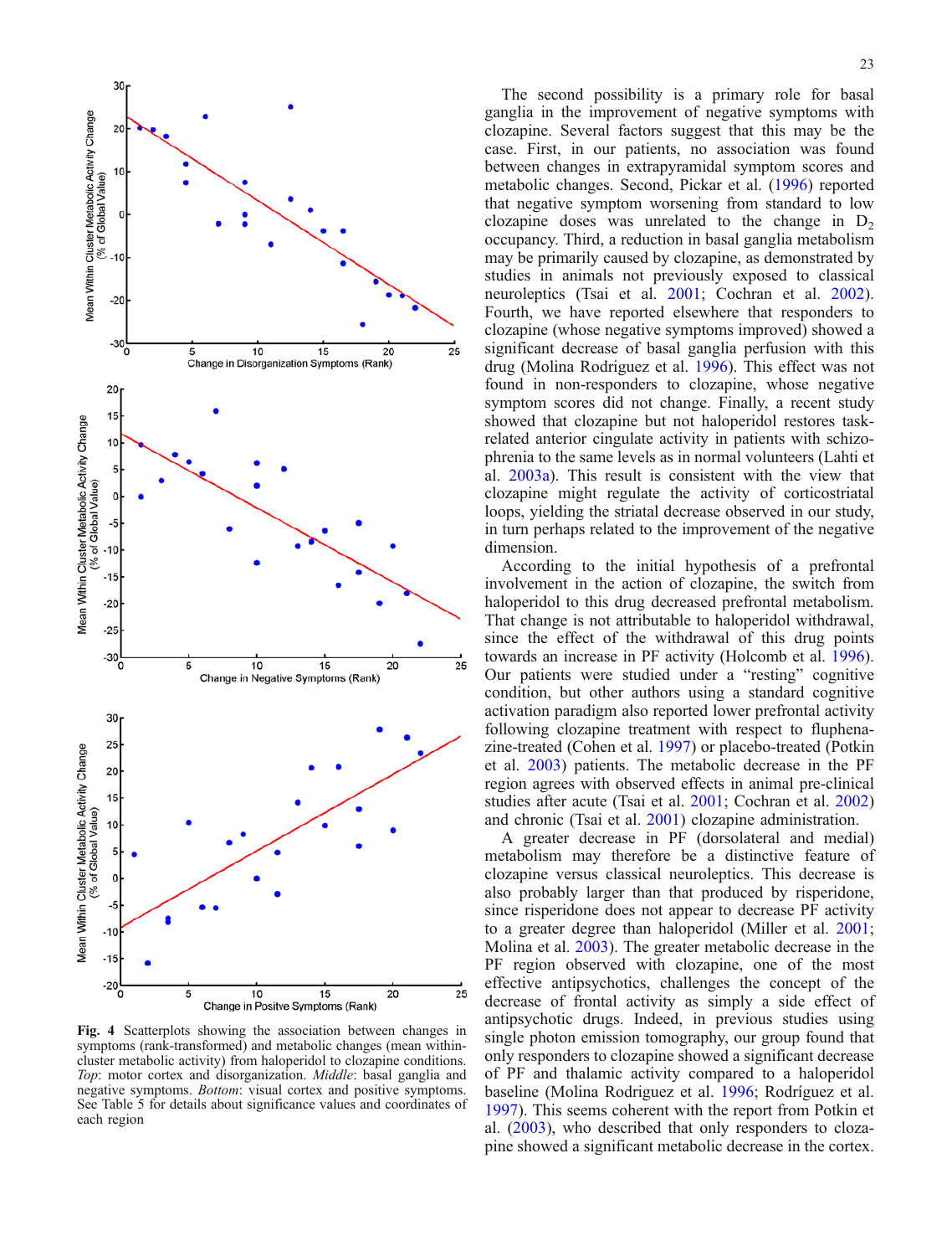Fig. 4 Scatterplots showing the association between changes in symptoms (rank-transformed) and metabolic changes (mean within-cluster metabolic activity) from haloperidol to clozapine conditions. *Top*: motor cortex and disorganization. *Middle*: basal ganglia and negative symptoms. *Bottom*: visual cortex and positive symptoms. See Table 5 for details about significance values and coordinates of each region

The second possibility is a primary role for basal ganglia in the improvement of negative symptoms with clozapine. Several factors suggest that this may be the case. First, in our patients, no association was found between changes in extrapyramidal symptom scores and metabolic changes. Second, Pickar et al. (1996) reported that negative symptom worsening from standard to low clozapine doses was unrelated to the change in $D_2$ occupancy. Third, a reduction in basal ganglia metabolism may be primarily caused by clozapine, as demonstrated by studies in animals not previously exposed to classical neuroleptics (Tsai et al. 2001; Cochran et al. 2002). Fourth, we have reported elsewhere that responders to clozapine (whose negative symptoms improved) showed a significant decrease of basal ganglia perfusion with this drug (Molina Rodriguez et al. 1996). This effect was not found in non-responders to clozapine, whose negative symptom scores did not change. Finally, a recent study showed that clozapine but not haloperidol restores task-related anterior cingulate activity in patients with schizophrenia to the same levels as in normal volunteers (Lahti et al. 2003a). This result is consistent with the view that clozapine might regulate the activity of corticostriatal loops, yielding the striatal decrease observed in our study, in turn perhaps related to the improvement of the negative dimension.

According to the initial hypothesis of a prefrontal involvement in the action of clozapine, the switch from haloperidol to this drug decreased prefrontal metabolism. That change is not attributable to haloperidol withdrawal, since the effect of the withdrawal of this drug points towards an increase in PF activity (Holcomb et al. 1996). Our patients were studied under a "resting" cognitive condition, but other authors using a standard cognitive activation paradigm also reported lower prefrontal activity following clozapine treatment with respect to fluphenazine-treated (Cohen et al. 1997) or placebo-treated (Potkin et al. 2003) patients. The metabolic decrease in the PF region agrees with observed effects in animal pre-clinical studies after acute (Tsai et al. 2001; Cochran et al. 2002) and chronic (Tsai et al. 2001) clozapine administration.

A greater decrease in PF (dorsolateral and medial) metabolism may therefore be a distinctive feature of clozapine versus classical neuroleptics. This decrease is also probably larger than that produced by risperidone, since risperidone does not appear to decrease PF activity to a greater degree than haloperidol (Miller et al. 2001; Molina et al. 2003). The greater metabolic decrease in the PF region observed with clozapine, one of the most effective antipsychotics, challenges the concept of the decrease of frontal activity as simply a side effect of antipsychotic drugs. Indeed, in previous studies using single photon emission tomography, our group found that only responders to clozapine showed a significant decrease of PF and thalamic activity compared to a haloperidol baseline (Molina Rodriguez et al. 1996; Rodríguez et al. 1997). This seems coherent with the report from Potkin et al. (2003), who described that only responders to clozapine showed a significant metabolic decrease in the cortex.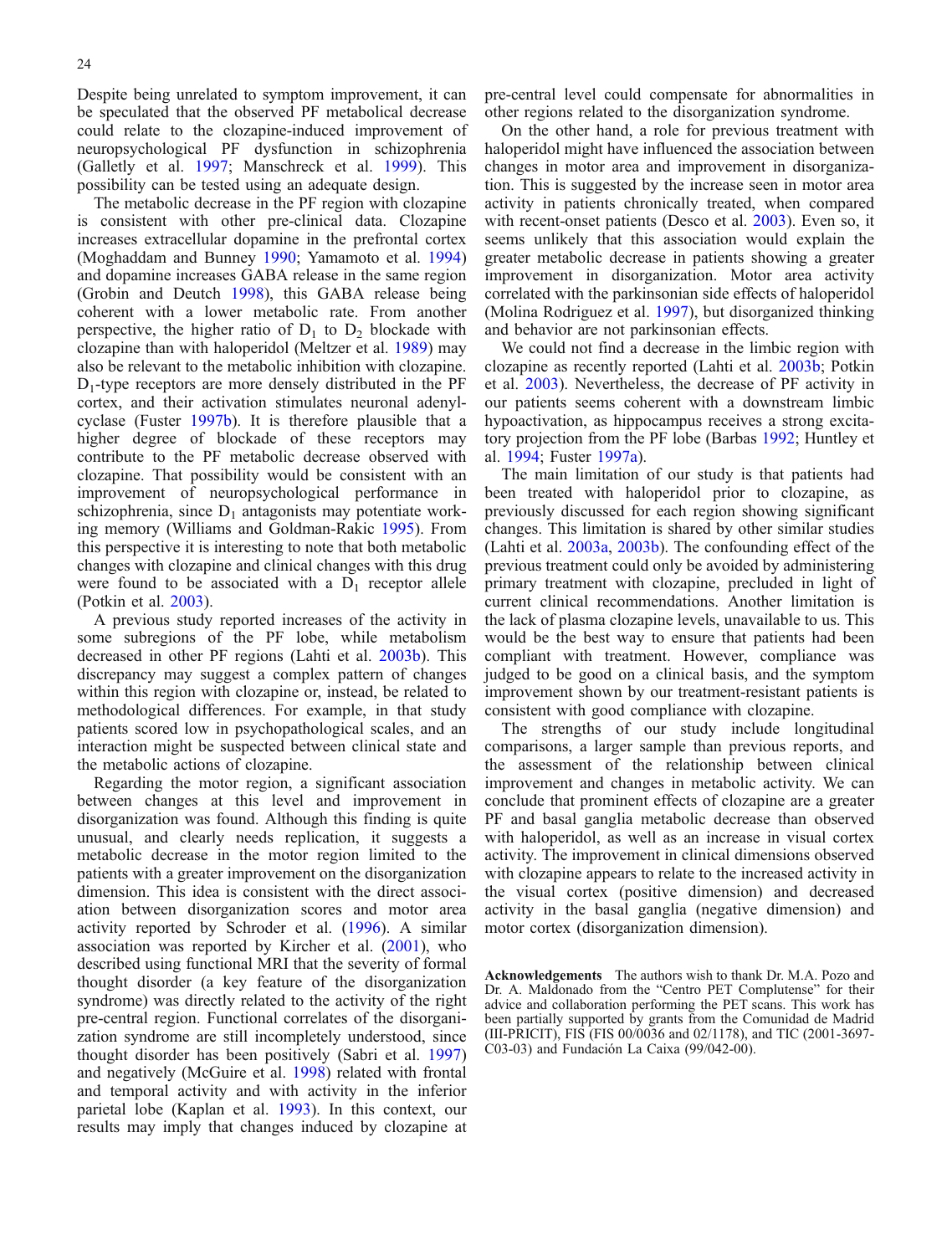Despite being unrelated to symptom improvement, it can be speculated that the observed PF metabolical decrease could relate to the clozapine-induced improvement of neuropsychological PF dysfunction in schizophrenia (Galletly et al. 1997; Manschreck et al. 1999). This possibility can be tested using an adequate design.

The metabolic decrease in the PF region with clozapine is consistent with other pre-clinical data. Clozapine increases extracellular dopamine in the prefrontal cortex (Moghaddam and Bunney 1990; Yamamoto et al. 1994) and dopamine increases GABA release in the same region (Grobin and Deutch 1998), this GABA release being coherent with a lower metabolic rate. From another perspective, the higher ratio of $D_1$ to $D_2$ blockade with clozapine than with haloperidol (Meltzer et al. 1989) may also be relevant to the metabolic inhibition with clozapine. $D_1$-type receptors are more densely distributed in the PF cortex, and their activation stimulates neuronal adenylcyclase (Fuster 1997b). It is therefore plausible that a higher degree of blockade of these receptors may contribute to the PF metabolic decrease observed with clozapine. That possibility would be consistent with an improvement of neuropsychological performance in schizophrenia, since $D_1$ antagonists may potentiate working memory (Williams and Goldman-Rakic 1995). From this perspective it is interesting to note that both metabolic changes with clozapine and clinical changes with this drug were found to be associated with a $D_1$ receptor allele (Potkin et al. 2003).

A previous study reported increases of the activity in some subregions of the PF lobe, while metabolism decreased in other PF regions (Lahti et al. 2003b). This discrepancy may suggest a complex pattern of changes within this region with clozapine or, instead, be related to methodological differences. For example, in that study patients scored low in psychopathological scales, and an interaction might be suspected between clinical state and the metabolic actions of clozapine.

Regarding the motor region, a significant association between changes at this level and improvement in disorganization was found. Although this finding is quite unusual, and clearly needs replication, it suggests a metabolic decrease in the motor region limited to the patients with a greater improvement on the disorganization dimension. This idea is consistent with the direct association between disorganization scores and motor area activity reported by Schroder et al. (1996). A similar association was reported by Kircher et al. (2001), who described using functional MRI that the severity of formal thought disorder (a key feature of the disorganization syndrome) was directly related to the activity of the right pre-central region. Functional correlates of the disorganization syndrome are still incompletely understood, since thought disorder has been positively (Sabri et al. 1997) and negatively (McGuire et al. 1998) related with frontal and temporal activity and with activity in the inferior parietal lobe (Kaplan et al. 1993). In this context, our results may imply that changes induced by clozapine at pre-central level could compensate for abnormalities in other regions related to the disorganization syndrome.

On the other hand, a role for previous treatment with haloperidol might have influenced the association between changes in motor area and improvement in disorganization. This is suggested by the increase seen in motor area activity in patients chronically treated, when compared with recent-onset patients (Desco et al. 2003). Even so, it seems unlikely that this association would explain the greater metabolic decrease in patients showing a greater improvement in disorganization. Motor area activity correlated with the parkinsonian side effects of haloperidol (Molina Rodriguez et al. 1997), but disorganized thinking and behavior are not parkinsonian effects.

We could not find a decrease in the limbic region with clozapine as recently reported (Lahti et al. 2003b; Potkin et al. 2003). Nevertheless, the decrease of PF activity in our patients seems coherent with a downstream limbic hypoactivation, as hippocampus receives a strong excitatory projection from the PF lobe (Barbas 1992; Huntley et al. 1994; Fuster 1997a).

The main limitation of our study is that patients had been treated with haloperidol prior to clozapine, as previously discussed for each region showing significant changes. This limitation is shared by other similar studies (Lahti et al. 2003a, 2003b). The confounding effect of the previous treatment could only be avoided by administering primary treatment with clozapine, precluded in light of current clinical recommendations. Another limitation is the lack of plasma clozapine levels, unavailable to us. This would be the best way to ensure that patients had been compliant with treatment. However, compliance was judged to be good on a clinical basis, and the symptom improvement shown by our treatment-resistant patients is consistent with good compliance with clozapine.

The strengths of our study include longitudinal comparisons, a larger sample than previous reports, and the assessment of the relationship between clinical improvement and changes in metabolic activity. We can conclude that prominent effects of clozapine are a greater PF and basal ganglia metabolic decrease than observed with haloperidol, as well as an increase in visual cortex activity. The improvement in clinical dimensions observed with clozapine appears to relate to the increased activity in the visual cortex (positive dimension) and decreased activity in the basal ganglia (negative dimension) and motor cortex (disorganization dimension).

**Acknowledgements** The authors wish to thank Dr. M.A. Pozo and Dr. A. Maldonado from the "Centro PET Complutense" for their advice and collaboration performing the PET scans. This work has been partially supported by grants from the Comunidad de Madrid (III-PRICIT), FIS (FIS 00/0036 and 02/1178), and TIC (2001-3697-C03-03) and Fundación La Caixa (99/042-00).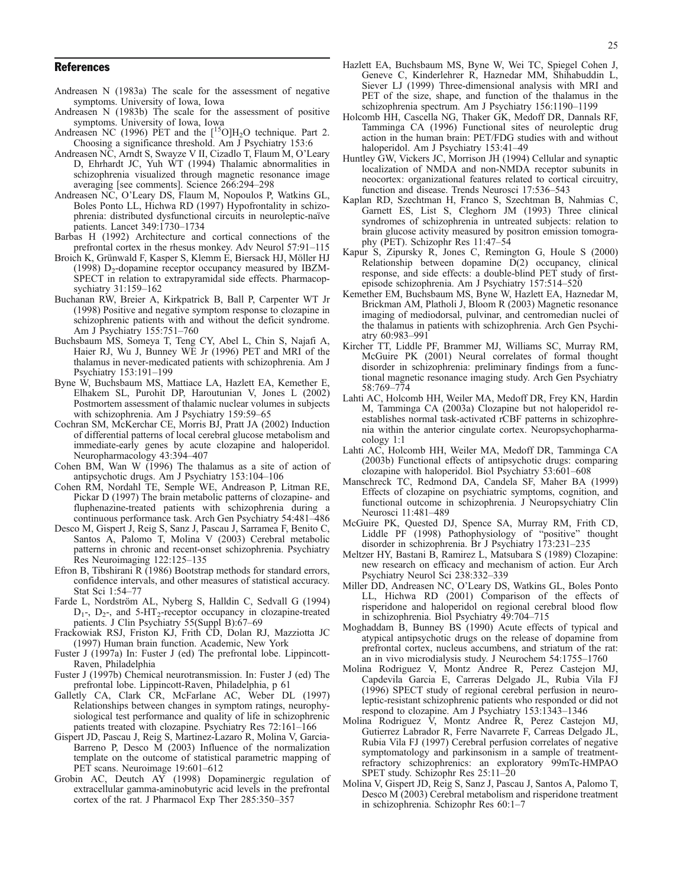## References

Andreasen N (1983a) The scale for the assessment of negative symptoms. University of Iowa, Iowa

Andreasen N (1983b) The scale for the assessment of positive symptoms. University of Iowa, Iowa

Andreasen NC (1996) PET and the [$^{15}$O]$H_2O$ technique. Part 2. Choosing a significance threshold. Am J Psychiatry 153:6

Andreasen NC, Arndt S, Swayze V II, Cizadlo T, Flaum M, O'Leary D, Ehrhardt JC, Yuh WT (1994) Thalamic abnormalities in schizophrenia visualized through magnetic resonance image averaging [see comments]. Science 266:294–298

Andreasen NC, O'Leary DS, Flaum M, Nopoulos P, Watkins GL, Boles Ponto LL, Hichwa RD (1997) Hypofrontality in schizophrenia: distributed dysfunctional circuits in neuroleptic-naïve patients. Lancet 349:1730–1734

Barbas H (1992) Architecture and cortical connections of the prefrontal cortex in the rhesus monkey. Adv Neurol 57:91–115

Broich K, Grünwald F, Kasper S, Klemm E, Biersack HJ, Möller HJ (1998) $D_2$-dopamine receptor occupancy measured by IBZM-SPECT in relation to extrapyramidal side effects. Pharmacopsychiatry 31:159–162

Buchanan RW, Breier A, Kirkpatrick B, Ball P, Carpenter WT Jr (1998) Positive and negative symptom response to clozapine in schizophrenic patients with and without the deficit syndrome. Am J Psychiatry 155:751–760

Buchsbaum MS, Someya T, Teng CY, Abel L, Chin S, Najafi A, Haier RJ, Wu J, Bunney WE Jr (1996) PET and MRI of the thalamus in never-medicated patients with schizophrenia. Am J Psychiatry 153:191–199

Byne W, Buchsbaum MS, Mattiace LA, Hazlett EA, Kemether E, Elhakem SL, Purohit DP, Haroutunian V, Jones L (2002) Postmortem assessment of thalamic nuclear volumes in subjects with schizophrenia. Am J Psychiatry 159:59–65

Cochran SM, McKerchar CE, Morris BJ, Pratt JA (2002) Induction of differential patterns of local cerebral glucose metabolism and immediate-early genes by acute clozapine and haloperidol. Neuropharmacology 43:394–407

Cohen BM, Wan W (1996) The thalamus as a site of action of antipsychotic drugs. Am J Psychiatry 153:104–106

Cohen RM, Nordahl TE, Semple WE, Andreason P, Litman RE, Pickar D (1997) The brain metabolic patterns of clozapine- and fluphenazine-treated patients with schizophrenia during a continuous performance task. Arch Gen Psychiatry 54:481–486

Desco M, Gispert J, Reig S, Sanz J, Pascau J, Sarramea F, Benito C, Santos A, Palomo T, Molina V (2003) Cerebral metabolic patterns in chronic and recent-onset schizophrenia. Psychiatry Res Neuroimaging 122:125–135

Efron B, Tibshirani R (1986) Bootstrap methods for standard errors, confidence intervals, and other measures of statistical accuracy. Stat Sci 1:54–77

Farde L, Nordström AL, Nyberg S, Halldin C, Sedvall G (1994) $D_1$-, $D_2$-, and 5-$HT_2$-receptor occupancy in clozapine-treated patients. J Clin Psychiatry 55(Suppl B):67–69

Frackowiak RSJ, Friston KJ, Frith CD, Dolan RJ, Mazziotta JC (1997) Human brain function. Academic, New York

Fuster J (1997a) In: Fuster J (ed) The prefrontal lobe. Lippincott-Raven, Philadelphia

Fuster J (1997b) Chemical neurotransmission. In: Fuster J (ed) The prefrontal lobe. Lippincott-Raven, Philadelphia, p 61

Galletly CA, Clark CR, McFarlane AC, Weber DL (1997) Relationships between changes in symptom ratings, neurophysiological test performance and quality of life in schizophrenic patients treated with clozapine. Psychiatry Res 72:161–166

Gispert JD, Pascau J, Reig S, Martinez-Lazaro R, Molina V, Garcia-Barreno P, Desco M (2003) Influence of the normalization template on the outcome of statistical parametric mapping of PET scans. Neuroimage 19:601–612

Grobin AC, Deutch AY (1998) Dopaminergic regulation of extracellular gamma-aminobutyric acid levels in the prefrontal cortex of the rat. J Pharmacol Exp Ther 285:350–357

Hazlett EA, Buchsbaum MS, Byne W, Wei TC, Spiegel Cohen J, Geneve C, Kinderlehrer R, Haznedar MM, Shihabuddin L, Siever LJ (1999) Three-dimensional analysis with MRI and PET of the size, shape, and function of the thalamus in the schizophrenia spectrum. Am J Psychiatry 156:1190–1199

Holcomb HH, Cascella NG, Thaker GK, Medoff DR, Dannals RF, Tamminga CA (1996) Functional sites of neuroleptic drug action in the human brain: PET/FDG studies with and without haloperidol. Am J Psychiatry 153:41–49

Huntley GW, Vickers JC, Morrison JH (1994) Cellular and synaptic localization of NMDA and non-NMDA receptor subunits in neocortex: organizational features related to cortical circuitry, function and disease. Trends Neurosci 17:536–543

Kaplan RD, Szechtman H, Franco S, Szechtman B, Nahmias C, Garnett ES, List S, Cleghorn JM (1993) Three clinical syndromes of schizophrenia in untreated subjects: relation to brain glucose activity measured by positron emission tomography (PET). Schizophr Res 11:47–54

Kapur S, Zipursky R, Jones C, Remington G, Houle S (2000) Relationship between dopamine D(2) occupancy, clinical response, and side effects: a double-blind PET study of first-episode schizophrenia. Am J Psychiatry 157:514–520

Kemether EM, Buchsbaum MS, Byne W, Hazlett EA, Haznedar M, Brickman AM, Platholi J, Bloom R (2003) Magnetic resonance imaging of mediodorsal, pulvinar, and centromedian nuclei of the thalamus in patients with schizophrenia. Arch Gen Psychiatry 60:983–991

Kircher TT, Liddle PF, Brammer MJ, Williams SC, Murray RM, McGuire PK (2001) Neural correlates of formal thought disorder in schizophrenia: preliminary findings from a functional magnetic resonance imaging study. Arch Gen Psychiatry 58:769–774

Lahti AC, Holcomb HH, Weiler MA, Medoff DR, Frey KN, Hardin M, Tamminga CA (2003a) Clozapine but not haloperidol re-establishes normal task-activated rCBF patterns in schizophrenia within the anterior cingulate cortex. Neuropsychopharmacology 1:1

Lahti AC, Holcomb HH, Weiler MA, Medoff DR, Tamminga CA (2003b) Functional effects of antipsychotic drugs: comparing clozapine with haloperidol. Biol Psychiatry 53:601–608

Manschreck TC, Redmond DA, Candela SF, Maher BA (1999) Effects of clozapine on psychiatric symptoms, cognition, and functional outcome in schizophrenia. J Neuropsychiatry Clin Neurosci 11:481–489

McGuire PK, Quested DJ, Spence SA, Murray RM, Frith CD, Liddle PF (1998) Pathophysiology of "positive" thought disorder in schizophrenia. Br J Psychiatry 173:231–235

Meltzer HY, Bastani B, Ramirez L, Matsubara S (1989) Clozapine: new research on efficacy and mechanism of action. Eur Arch Psychiatry Neurol Sci 238:332–339

Miller DD, Andreasen NC, O'Leary DS, Watkins GL, Boles Ponto LL, Hichwa RD (2001) Comparison of the effects of risperidone and haloperidol on regional cerebral blood flow in schizophrenia. Biol Psychiatry 49:704–715

Moghaddam B, Bunney BS (1990) Acute effects of typical and atypical antipsychotic drugs on the release of dopamine from prefrontal cortex, nucleus accumbens, and striatum of the rat: an in vivo microdialysis study. J Neurochem 54:1755–1760

Molina Rodriguez V, Montz Andree R, Perez Castejon MJ, Capdevila Garcia E, Carreras Delgado JL, Rubia Vila FJ (1996) SPECT study of regional cerebral perfusion in neuroleptic-resistant schizophrenic patients who responded or did not respond to clozapine. Am J Psychiatry 153:1343–1346

Molina Rodriguez V, Montz Andree R, Perez Castejon MJ, Gutierrez Labrador R, Ferre Navarrete F, Carreras Delgado JL, Rubia Vila FJ (1997) Cerebral perfusion correlates of negative symptomatology and parkinsonism in a sample of treatment-refractory schizophrenics: an exploratory 99mTc-HMPAO SPET study. Schizophr Res 25:11–20

Molina V, Gispert JD, Reig S, Sanz J, Pascau J, Santos A, Palomo T, Desco M (2003) Cerebral metabolism and risperidone treatment in schizophrenia. Schizophr Res 60:1–7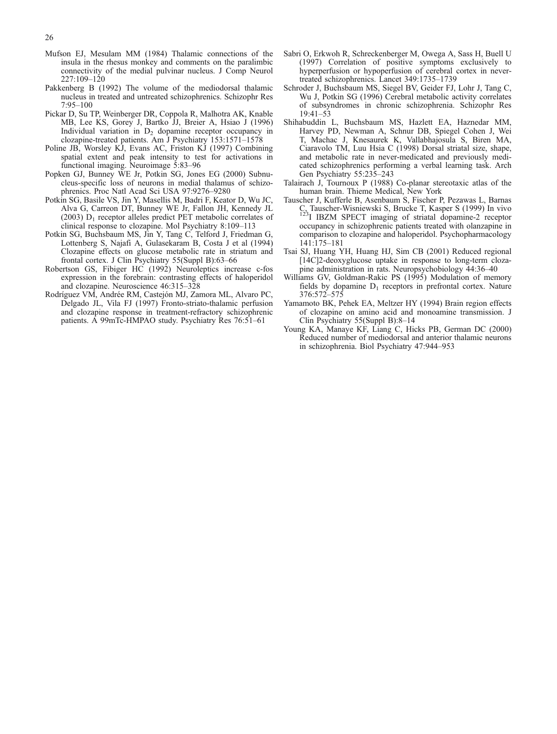Mufson EJ, Mesulam MM (1984) Thalamic connections of the insula in the rhesus monkey and comments on the paralimbic connectivity of the medial pulvinar nucleus. J Comp Neurol 227:109–120

Pakkenberg B (1992) The volume of the mediodorsal thalamic nucleus in treated and untreated schizophrenics. Schizophr Res 7:95–100

Pickar D, Su TP, Weinberger DR, Coppola R, Malhotra AK, Knable MB, Lee KS, Gorey J, Bartko JJ, Breier A, Hsiao J (1996) Individual variation in $D_2$ dopamine receptor occupancy in clozapine-treated patients. Am J Psychiatry 153:1571–1578

Poline JB, Worsley KJ, Evans AC, Friston KJ (1997) Combining spatial extent and peak intensity to test for activations in functional imaging. Neuroimage 5:83–96

Popken GJ, Bunney WE Jr, Potkin SG, Jones EG (2000) Subnucleus-specific loss of neurons in medial thalamus of schizophrenics. Proc Natl Acad Sci USA 97:9276–9280

Potkin SG, Basile VS, Jin Y, Masellis M, Badri F, Keator D, Wu JC, Alva G, Carreon DT, Bunney WE Jr, Fallon JH, Kennedy JL (2003) $D_1$ receptor alleles predict PET metabolic correlates of clinical response to clozapine. Mol Psychiatry 8:109–113

Potkin SG, Buchsbaum MS, Jin Y, Tang C, Telford J, Friedman G, Lottenberg S, Najafi A, Gulasekaram B, Costa J et al (1994) Clozapine effects on glucose metabolic rate in striatum and frontal cortex. J Clin Psychiatry 55(Suppl B):63–66

Robertson GS, Fibiger HC (1992) Neuroleptics increase c-fos expression in the forebrain: contrasting effects of haloperidol and clozapine. Neuroscience 46:315–328

Rodríguez VM, Andrée RM, Castejón MJ, Zamora ML, Alvaro PC, Delgado JL, Vila FJ (1997) Fronto-striato-thalamic perfusion and clozapine response in treatment-refractory schizophrenic patients. A 99mTc-HMPAO study. Psychiatry Res 76:51–61

Sabri O, Erkwoh R, Schreckenberger M, Owega A, Sass H, Buell U (1997) Correlation of positive symptoms exclusively to hyperperfusion or hypoperfusion of cerebral cortex in never-treated schizophrenics. Lancet 349:1735–1739

Schroder J, Buchsbaum MS, Siegel BV, Geider FJ, Lohr J, Tang C, Wu J, Potkin SG (1996) Cerebral metabolic activity correlates of subsyndromes in chronic schizophrenia. Schizophr Res 19:41–53

Shihabuddin L, Buchsbaum MS, Hazlett EA, Haznedar MM, Harvey PD, Newman A, Schnur DB, Spiegel Cohen J, Wei T, Machac J, Knesaurek K, Vallabhajosula S, Biren MA, Ciaravolo TM, Luu Hsia C (1998) Dorsal striatal size, shape, and metabolic rate in never-medicated and previously medicated schizophrenics performing a verbal learning task. Arch Gen Psychiatry 55:235–243

Talairach J, Tournoux P (1988) Co-planar stereotaxic atlas of the human brain. Thieme Medical, New York

Tauscher J, Kufferle B, Asenbaum S, Fischer P, Pezawas L, Barnas C, Tauscher-Wisniewski S, Brucke T, Kasper S (1999) In vivo $^{123}$I IBZM SPECT imaging of striatal dopamine-2 receptor occupancy in schizophrenic patients treated with olanzapine in comparison to clozapine and haloperidol. Psychopharmacology 141:175–181

Tsai SJ, Huang YH, Huang HJ, Sim CB (2001) Reduced regional [14C]2-deoxyglucose uptake in response to long-term clozapine administration in rats. Neuropsychobiology 44:36–40

Williams GV, Goldman-Rakic PS (1995) Modulation of memory fields by dopamine $D_1$ receptors in prefrontal cortex. Nature 376:572–575

Yamamoto BK, Pehek EA, Meltzer HY (1994) Brain region effects of clozapine on amino acid and monoamine transmission. J Clin Psychiatry 55(Suppl B):8–14

Young KA, Manaye KF, Liang C, Hicks PB, German DC (2000) Reduced number of mediodorsal and anterior thalamic neurons in schizophrenia. Biol Psychiatry 47:944–953